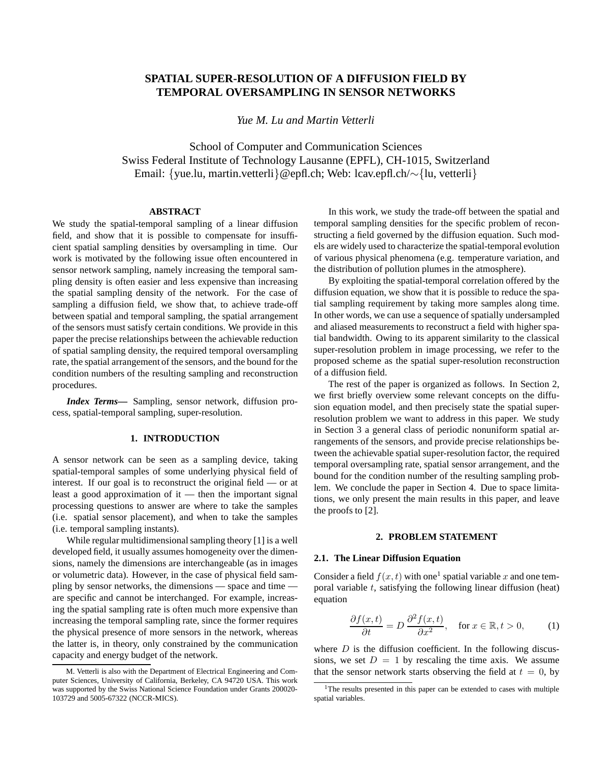# SPATIAL SUPER-RESOLUTION OF A DIFFUSION FIELD BY TEMPORAL OVERSAMPLING IN SENSOR NETWORKS

*Yue M. Lu and Martin Vetterli*

School of Computer and Communication Sciences
Swiss Federal Institute of Technology Lausanne (EPFL), CH-1015, Switzerland
Email: {yue.lu, martin.vetterli}@epfl.ch; Web: lcav.epfl.ch/∼{lu, vetterli}

## ABSTRACT

We study the spatial-temporal sampling of a linear diffusion field, and show that it is possible to compensate for insufficient spatial sampling densities by oversampling in time. Our work is motivated by the following issue often encountered in sensor network sampling, namely increasing the temporal sampling density is often easier and less expensive than increasing the spatial sampling density of the network. For the case of sampling a diffusion field, we show that, to achieve trade-off between spatial and temporal sampling, the spatial arrangement of the sensors must satisfy certain conditions. We provide in this paper the precise relationships between the achievable reduction of spatial sampling density, the required temporal oversampling rate, the spatial arrangement of the sensors, and the bound for the condition numbers of the resulting sampling and reconstruction procedures.

***Index Terms***— Sampling, sensor network, diffusion process, spatial-temporal sampling, super-resolution.

## 1. INTRODUCTION

A sensor network can be seen as a sampling device, taking spatial-temporal samples of some underlying physical field of interest. If our goal is to reconstruct the original field — or at least a good approximation of it — then the important signal processing questions to answer are where to take the samples (i.e. spatial sensor placement), and when to take the samples (i.e. temporal sampling instants).

While regular multidimensional sampling theory [1] is a well developed field, it usually assumes homogeneity over the dimensions, namely the dimensions are interchangeable (as in images or volumetric data). However, in the case of physical field sampling by sensor networks, the dimensions — space and time — are specific and cannot be interchanged. For example, increasing the spatial sampling rate is often much more expensive than increasing the temporal sampling rate, since the former requires the physical presence of more sensors in the network, whereas the latter is, in theory, only constrained by the communication capacity and energy budget of the network.

In this work, we study the trade-off between the spatial and temporal sampling densities for the specific problem of reconstructing a field governed by the diffusion equation. Such models are widely used to characterize the spatial-temporal evolution of various physical phenomena (e.g. temperature variation, and the distribution of pollution plumes in the atmosphere).

By exploiting the spatial-temporal correlation offered by the diffusion equation, we show that it is possible to reduce the spatial sampling requirement by taking more samples along time. In other words, we can use a sequence of spatially undersampled and aliased measurements to reconstruct a field with higher spatial bandwidth. Owing to its apparent similarity to the classical super-resolution problem in image processing, we refer to the proposed scheme as the spatial super-resolution reconstruction of a diffusion field.

The rest of the paper is organized as follows. In Section 2, we first briefly overview some relevant concepts on the diffusion equation model, and then precisely state the spatial super-resolution problem we want to address in this paper. We study in Section 3 a general class of periodic nonuniform spatial arrangements of the sensors, and provide precise relationships between the achievable spatial super-resolution factor, the required temporal oversampling rate, spatial sensor arrangement, and the bound for the condition number of the resulting sampling problem. We conclude the paper in Section 4. Due to space limitations, we only present the main results in this paper, and leave the proofs to [2].

## 2. PROBLEM STATEMENT

### 2.1. The Linear Diffusion Equation

Consider a field $f(x,t)$ with one[1] spatial variable $x$ and one temporal variable $t$, satisfying the following linear diffusion (heat) equation

$$\frac{\partial f(x,t)}{\partial t} = D \, \frac{\partial^2 f(x,t)}{\partial x^2}, \quad \text{for } x \in \mathbb{R}, t > 0, \tag{1}$$

where $D$ is the diffusion coefficient. In the following discussions, we set $D = 1$ by rescaling the time axis. We assume that the sensor network starts observing the field at $t = 0$, by

M. Vetterli is also with the Department of Electrical Engineering and Computer Sciences, University of California, Berkeley, CA 94720 USA. This work was supported by the Swiss National Science Foundation under Grants 200020-103729 and 5005-67322 (NCCR-MICS).

[1] The results presented in this paper can be extended to cases with multiple spatial variables.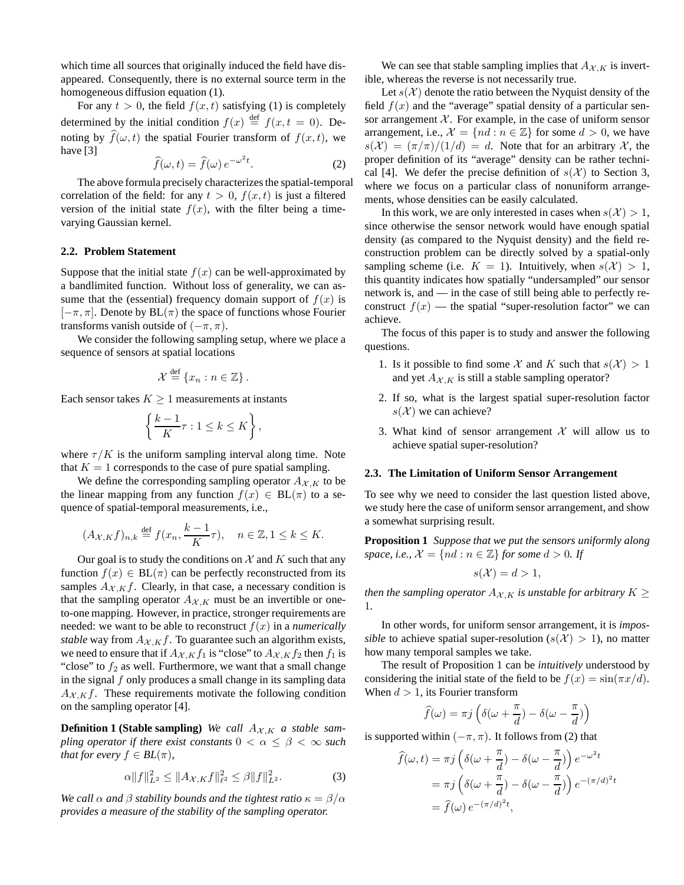which time all sources that originally induced the field have disappeared. Consequently, there is no external source term in the homogeneous diffusion equation (1).

For any $t > 0$, the field $f(x,t)$ satisfying (1) is completely determined by the initial condition $f(x) \stackrel{\text{def}}{=} f(x, t = 0)$. Denoting by $\widehat{f}(\omega, t)$ the spatial Fourier transform of $f(x,t)$, we have [3]

$$\widehat{f}(\omega, t) = \widehat{f}(\omega)\, e^{-\omega^2 t}. \tag{2}$$

The above formula precisely characterizes the spatial-temporal correlation of the field: for any $t > 0$, $f(x,t)$ is just a filtered version of the initial state $f(x)$, with the filter being a time-varying Gaussian kernel.

### 2.2. Problem Statement

Suppose that the initial state $f(x)$ can be well-approximated by a bandlimited function. Without loss of generality, we can assume that the (essential) frequency domain support of $f(x)$ is $[-\pi, \pi]$. Denote by $\text{BL}(\pi)$ the space of functions whose Fourier transforms vanish outside of $(-\pi, \pi)$.

We consider the following sampling setup, where we place a sequence of sensors at spatial locations

$$\mathcal{X} \stackrel{\text{def}}{=} \{x_n : n \in \mathbb{Z}\}.$$

Each sensor takes $K \geq 1$ measurements at instants

$$\left\{ \frac{k-1}{K}\tau : 1 \leq k \leq K \right\},$$

where $\tau/K$ is the uniform sampling interval along time. Note that $K = 1$ corresponds to the case of pure spatial sampling.

We define the corresponding sampling operator $A_{\mathcal{X},K}$ to be the linear mapping from any function $f(x) \in \text{BL}(\pi)$ to a sequence of spatial-temporal measurements, i.e.,

$$(A_{\mathcal{X},K} f)_{n,k} \stackrel{\text{def}}{=} f(x_n, \frac{k-1}{K}\tau), \quad n \in \mathbb{Z}, 1 \leq k \leq K.$$

Our goal is to study the conditions on $\mathcal{X}$ and $K$ such that any function $f(x) \in \text{BL}(\pi)$ can be perfectly reconstructed from its samples $A_{\mathcal{X},K} f$. Clearly, in that case, a necessary condition is that the sampling operator $A_{\mathcal{X},K}$ must be an invertible or one-to-one mapping. However, in practice, stronger requirements are needed: we want to be able to reconstruct $f(x)$ in a *numerically stable* way from $A_{\mathcal{X},K} f$. To guarantee such an algorithm exists, we need to ensure that if $A_{\mathcal{X},K} f_1$ is "close" to $A_{\mathcal{X},K} f_2$ then $f_1$ is "close" to $f_2$ as well. Furthermore, we want that a small change in the signal $f$ only produces a small change in its sampling data $A_{\mathcal{X},K} f$. These requirements motivate the following condition on the sampling operator [4].

**Definition 1 (Stable sampling)** *We call $A_{\mathcal{X},K}$ a stable sampling operator if there exist constants $0 < \alpha \leq \beta < \infty$ such that for every $f \in BL(\pi)$,*

$$\alpha \|f\|_{L^2}^2 \leq \|A_{\mathcal{X},K} f\|_{\ell^2}^2 \leq \beta \|f\|_{L^2}^2. \tag{3}$$

*We call $\alpha$ and $\beta$ stability bounds and the tightest ratio $\kappa = \beta/\alpha$ provides a measure of the stability of the sampling operator.*

We can see that stable sampling implies that $A_{\mathcal{X},K}$ is invertible, whereas the reverse is not necessarily true.

Let $s(\mathcal{X})$ denote the ratio between the Nyquist density of the field $f(x)$ and the "average" spatial density of a particular sensor arrangement $\mathcal{X}$. For example, in the case of uniform sensor arrangement, i.e., $\mathcal{X} = \{nd : n \in \mathbb{Z}\}$ for some $d > 0$, we have $s(\mathcal{X}) = (\pi/\pi)/(1/d) = d$. Note that for an arbitrary $\mathcal{X}$, the proper definition of its "average" density can be rather technical [4]. We defer the precise definition of $s(\mathcal{X})$ to Section 3, where we focus on a particular class of nonuniform arrangements, whose densities can be easily calculated.

In this work, we are only interested in cases when $s(\mathcal{X}) > 1$, since otherwise the sensor network would have enough spatial density (as compared to the Nyquist density) and the field reconstruction problem can be directly solved by a spatial-only sampling scheme (i.e. $K = 1$). Intuitively, when $s(\mathcal{X}) > 1$, this quantity indicates how spatially "undersampled" our sensor network is, and — in the case of still being able to perfectly reconstruct $f(x)$ — the spatial "super-resolution factor" we can achieve.

The focus of this paper is to study and answer the following questions.

1. Is it possible to find some $\mathcal{X}$ and $K$ such that $s(\mathcal{X}) > 1$ and yet $A_{\mathcal{X},K}$ is still a stable sampling operator?
2. If so, what is the largest spatial super-resolution factor $s(\mathcal{X})$ we can achieve?
3. What kind of sensor arrangement $\mathcal{X}$ will allow us to achieve spatial super-resolution?

### 2.3. The Limitation of Uniform Sensor Arrangement

To see why we need to consider the last question listed above, we study here the case of uniform sensor arrangement, and show a somewhat surprising result.

**Proposition 1** *Suppose that we put the sensors uniformly along space, i.e., $\mathcal{X} = \{nd : n \in \mathbb{Z}\}$ for some $d > 0$. If*

$$s(\mathcal{X}) = d > 1,$$

*then the sampling operator $A_{\mathcal{X},K}$ is unstable for arbitrary $K \geq 1$.*

In other words, for uniform sensor arrangement, it is *impossible* to achieve spatial super-resolution ($s(\mathcal{X}) > 1$), no matter how many temporal samples we take.

The result of Proposition 1 can be *intuitively* understood by considering the initial state of the field to be $f(x) = \sin(\pi x/d)$. When $d > 1$, its Fourier transform

$$\widehat{f}(\omega) = \pi j \left( \delta(\omega + \frac{\pi}{d}) - \delta(\omega - \frac{\pi}{d}) \right)$$

is supported within $(-\pi, \pi)$. It follows from (2) that

$$\begin{aligned}
\widehat{f}(\omega, t) &= \pi j \left( \delta(\omega + \frac{\pi}{d}) - \delta(\omega - \frac{\pi}{d}) \right) e^{-\omega^2 t} \\
&= \pi j \left( \delta(\omega + \frac{\pi}{d}) - \delta(\omega - \frac{\pi}{d}) \right) e^{-(\pi/d)^2 t} \\
&= \widehat{f}(\omega)\, e^{-(\pi/d)^2 t},
\end{aligned}$$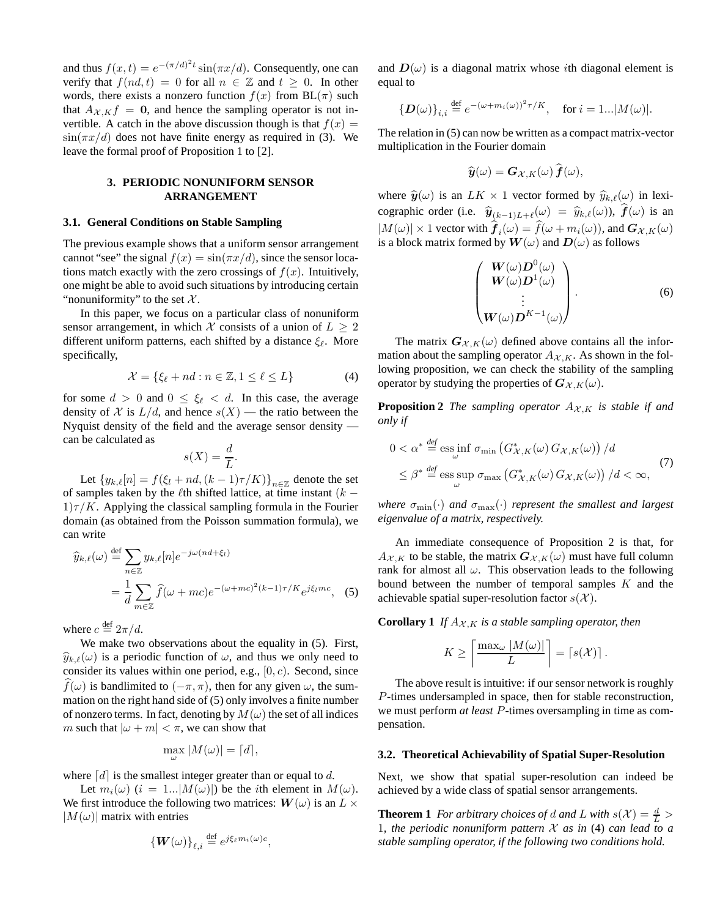and thus $f(x,t) = e^{-(\pi/d)^2 t}\sin(\pi x/d)$. Consequently, one can verify that $f(nd,t) = 0$ for all $n \in \mathbb{Z}$ and $t \geq 0$. In other words, there exists a nonzero function $f(x)$ from $\mathrm{BL}(\pi)$ such that $A_{\mathcal{X},K} f = \mathbf{0}$, and hence the sampling operator is not invertible. A catch in the above discussion though is that $f(x) = \sin(\pi x/d)$ does not have finite energy as required in (3). We leave the formal proof of Proposition 1 to [2].

## 3. PERIODIC NONUNIFORM SENSOR ARRANGEMENT

### 3.1. General Conditions on Stable Sampling

The previous example shows that a uniform sensor arrangement cannot "see" the signal $f(x) = \sin(\pi x/d)$, since the sensor locations match exactly with the zero crossings of $f(x)$. Intuitively, one might be able to avoid such situations by introducing certain "nonuniformity" to the set $\mathcal{X}$.

In this paper, we focus on a particular class of nonuniform sensor arrangement, in which $\mathcal{X}$ consists of a union of $L \geq 2$ different uniform patterns, each shifted by a distance $\xi_\ell$. More specifically,

$$\mathcal{X} = \{\xi_\ell + nd : n \in \mathbb{Z}, 1 \leq \ell \leq L\} \tag{4}$$

for some $d > 0$ and $0 \leq \xi_\ell < d$. In this case, the average density of $\mathcal{X}$ is $L/d$, and hence $s(X)$ — the ratio between the Nyquist density of the field and the average sensor density — can be calculated as

$$s(X) = \frac{d}{L}.$$

Let $\{y_{k,\ell}[n] = f(\xi_l + nd, (k-1)\tau/K)\}_{n\in\mathbb{Z}}$ denote the set of samples taken by the $\ell$th shifted lattice, at time instant $(k-1)\tau/K$. Applying the classical sampling formula in the Fourier domain (as obtained from the Poisson summation formula), we can write

$$\begin{aligned}\widehat{y}_{k,\ell}(\omega) &\overset{\text{def}}{=} \sum_{n\in\mathbb{Z}} y_{k,\ell}[n] e^{-j\omega(nd+\xi_l)} \\ &= \frac{1}{d}\sum_{m\in\mathbb{Z}} \widehat{f}(\omega+mc) e^{-(\omega+mc)^2(k-1)\tau/K} e^{j\xi_l mc}, \end{aligned} \tag{5}$$

where $c \overset{\text{def}}{=} 2\pi/d$.

We make two observations about the equality in (5). First, $\widehat{y}_{k,\ell}(\omega)$ is a periodic function of $\omega$, and thus we only need to consider its values within one period, e.g., $[0, c)$. Second, since $\widehat{f}(\omega)$ is bandlimited to $(-\pi,\pi)$, then for any given $\omega$, the summation on the right hand side of (5) only involves a finite number of nonzero terms. In fact, denoting by $M(\omega)$ the set of all indices $m$ such that $|\omega + m| < \pi$, we can show that

$$\max_\omega |M(\omega)| = \lceil d \rceil,$$

where $\lceil d \rceil$ is the smallest integer greater than or equal to $d$.

Let $m_i(\omega)$ ($i = 1...|M(\omega)|$) be the $i$th element in $M(\omega)$. We first introduce the following two matrices: $\boldsymbol{W}(\omega)$ is an $L \times |M(\omega)|$ matrix with entries

$$\{\boldsymbol{W}(\omega)\}_{\ell,i} \overset{\text{def}}{=} e^{j\xi_\ell m_i(\omega)c},$$

and $\boldsymbol{D}(\omega)$ is a diagonal matrix whose $i$th diagonal element is equal to

$$\{\boldsymbol{D}(\omega)\}_{i,i} \overset{\text{def}}{=} e^{-(\omega+m_i(\omega))^2\tau/K}, \quad \text{for } i = 1...|M(\omega)|.$$

The relation in (5) can now be written as a compact matrix-vector multiplication in the Fourier domain

$$\widehat{\boldsymbol{y}}(\omega) = \boldsymbol{G}_{\mathcal{X},K}(\omega)\,\widehat{\boldsymbol{f}}(\omega),$$

where $\widehat{\boldsymbol{y}}(\omega)$ is an $LK \times 1$ vector formed by $\widehat{y}_{k,\ell}(\omega)$ in lexicographic order (i.e. $\widehat{\boldsymbol{y}}_{(k-1)L+\ell}(\omega) = \widehat{y}_{k,\ell}(\omega)$), $\widehat{\boldsymbol{f}}(\omega)$ is an $|M(\omega)| \times 1$ vector with $\widehat{\boldsymbol{f}}_i(\omega) = \widehat{f}(\omega + m_i(\omega))$, and $\boldsymbol{G}_{\mathcal{X},K}(\omega)$ is a block matrix formed by $\boldsymbol{W}(\omega)$ and $\boldsymbol{D}(\omega)$ as follows

$$\begin{pmatrix} \boldsymbol{W}(\omega)\boldsymbol{D}^0(\omega) \\ \boldsymbol{W}(\omega)\boldsymbol{D}^1(\omega) \\ \vdots \\ \boldsymbol{W}(\omega)\boldsymbol{D}^{K-1}(\omega) \end{pmatrix}. \tag{6}$$

The matrix $\boldsymbol{G}_{\mathcal{X},K}(\omega)$ defined above contains all the information about the sampling operator $A_{\mathcal{X},K}$. As shown in the following proposition, we can check the stability of the sampling operator by studying the properties of $\boldsymbol{G}_{\mathcal{X},K}(\omega)$.

**Proposition 2** *The sampling operator $A_{\mathcal{X},K}$ is stable if and only if*

$$\begin{aligned} 0 < \alpha^* &\overset{\text{def}}{=} \operatorname*{ess\,inf}_\omega \sigma_{\min}\left(G^*_{\mathcal{X},K}(\omega)\, G_{\mathcal{X},K}(\omega)\right)/d \\ &\leq \beta^* \overset{\text{def}}{=} \operatorname*{ess\,sup}_\omega \sigma_{\max}\left(G^*_{\mathcal{X},K}(\omega)\, G_{\mathcal{X},K}(\omega)\right)/d < \infty, \end{aligned} \tag{7}$$

*where $\sigma_{\min}(\cdot)$ and $\sigma_{\max}(\cdot)$ represent the smallest and largest eigenvalue of a matrix, respectively.*

An immediate consequence of Proposition 2 is that, for $A_{\mathcal{X},K}$ to be stable, the matrix $\boldsymbol{G}_{\mathcal{X},K}(\omega)$ must have full column rank for almost all $\omega$. This observation leads to the following bound between the number of temporal samples $K$ and the achievable spatial super-resolution factor $s(\mathcal{X})$.

**Corollary 1** *If $A_{\mathcal{X},K}$ is a stable sampling operator, then*

$$K \geq \left\lceil \frac{\max_\omega |M(\omega)|}{L} \right\rceil = \lceil s(\mathcal{X}) \rceil.$$

The above result is intuitive: if our sensor network is roughly $P$-times undersampled in space, then for stable reconstruction, we must perform *at least* $P$-times oversampling in time as compensation.

### 3.2. Theoretical Achievability of Spatial Super-Resolution

Next, we show that spatial super-resolution can indeed be achieved by a wide class of spatial sensor arrangements.

**Theorem 1** *For arbitrary choices of $d$ and $L$ with $s(\mathcal{X}) = \frac{d}{L} > 1$, the periodic nonuniform pattern $\mathcal{X}$ as in* (4) *can lead to a stable sampling operator, if the following two conditions hold.*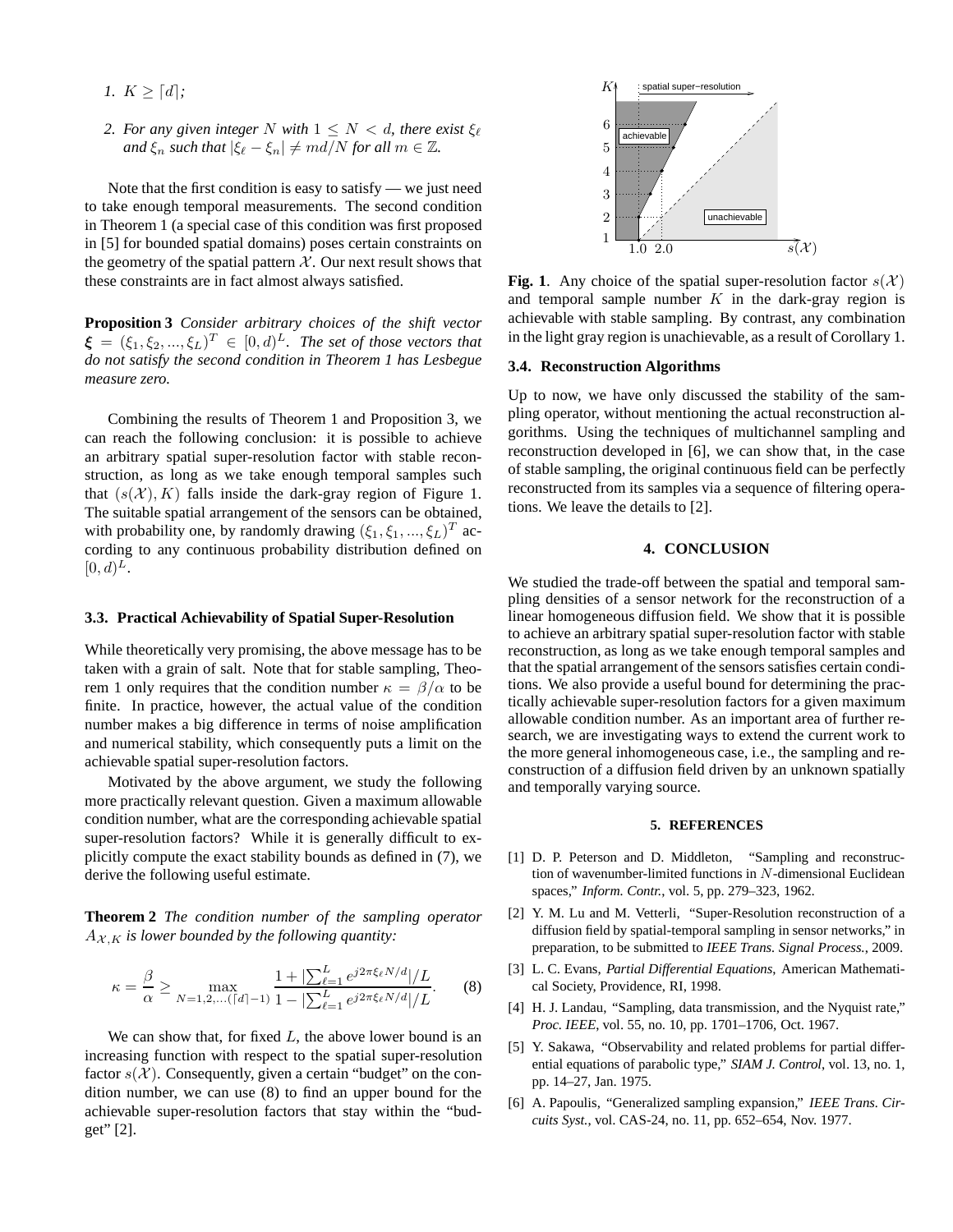1. $K \geq \lceil d \rceil$;

2. *For any given integer $N$ with $1 \leq N < d$, there exist $\xi_\ell$ and $\xi_n$ such that $|\xi_\ell - \xi_n| \neq md/N$ for all $m \in \mathbb{Z}$.*

Note that the first condition is easy to satisfy — we just need to take enough temporal measurements. The second condition in Theorem 1 (a special case of this condition was first proposed in [5] for bounded spatial domains) poses certain constraints on the geometry of the spatial pattern $\mathcal{X}$. Our next result shows that these constraints are in fact almost always satisfied.

**Proposition 3** *Consider arbitrary choices of the shift vector $\boldsymbol{\xi} = (\xi_1, \xi_2, ..., \xi_L)^T \in [0, d)^L$. The set of those vectors that do not satisfy the second condition in Theorem 1 has Lesbegue measure zero.*

Combining the results of Theorem 1 and Proposition 3, we can reach the following conclusion: it is possible to achieve an arbitrary spatial super-resolution factor with stable reconstruction, as long as we take enough temporal samples such that $(s(\mathcal{X}), K)$ falls inside the dark-gray region of Figure 1. The suitable spatial arrangement of the sensors can be obtained, with probability one, by randomly drawing $(\xi_1, \xi_1, ..., \xi_L)^T$ according to any continuous probability distribution defined on $[0, d)^L$.

### 3.3. Practical Achievability of Spatial Super-Resolution

While theoretically very promising, the above message has to be taken with a grain of salt. Note that for stable sampling, Theorem 1 only requires that the condition number $\kappa = \beta/\alpha$ to be finite. In practice, however, the actual value of the condition number makes a big difference in terms of noise amplification and numerical stability, which consequently puts a limit on the achievable spatial super-resolution factors.

Motivated by the above argument, we study the following more practically relevant question. Given a maximum allowable condition number, what are the corresponding achievable spatial super-resolution factors? While it is generally difficult to explicitly compute the exact stability bounds as defined in (7), we derive the following useful estimate.

**Theorem 2** *The condition number of the sampling operator $A_{\mathcal{X},K}$ is lower bounded by the following quantity:*

$$\kappa = \frac{\beta}{\alpha} \geq \max_{N=1,2,...(\lceil d \rceil - 1)} \frac{1 + |\sum_{\ell=1}^{L} e^{j2\pi\xi_\ell N/d}|/L}{1 - |\sum_{\ell=1}^{L} e^{j2\pi\xi_\ell N/d}|/L}. \quad (8)$$

We can show that, for fixed $L$, the above lower bound is an increasing function with respect to the spatial super-resolution factor $s(\mathcal{X})$. Consequently, given a certain "budget" on the condition number, we can use (8) to find an upper bound for the achievable super-resolution factors that stay within the "budget" [2].

K
spatial super−resolution
6
5
4
3
2
1
achievable
unachievable
1.0 2.0
$s(\mathcal{X})$

**Fig. 1**. Any choice of the spatial super-resolution factor $s(\mathcal{X})$ and temporal sample number $K$ in the dark-gray region is achievable with stable sampling. By contrast, any combination in the light gray region is unachievable, as a result of Corollary 1.

### 3.4. Reconstruction Algorithms

Up to now, we have only discussed the stability of the sampling operator, without mentioning the actual reconstruction algorithms. Using the techniques of multichannel sampling and reconstruction developed in [6], we can show that, in the case of stable sampling, the original continuous field can be perfectly reconstructed from its samples via a sequence of filtering operations. We leave the details to [2].

## 4. CONCLUSION

We studied the trade-off between the spatial and temporal sampling densities of a sensor network for the reconstruction of a linear homogeneous diffusion field. We show that it is possible to achieve an arbitrary spatial super-resolution factor with stable reconstruction, as long as we take enough temporal samples and that the spatial arrangement of the sensors satisfies certain conditions. We also provide a useful bound for determining the practically achievable super-resolution factors for a given maximum allowable condition number. As an important area of further research, we are investigating ways to extend the current work to the more general inhomogeneous case, i.e., the sampling and reconstruction of a diffusion field driven by an unknown spatially and temporally varying source.

## 5. REFERENCES

[1] D. P. Peterson and D. Middleton, "Sampling and reconstruction of wavenumber-limited functions in $N$-dimensional Euclidean spaces," *Inform. Contr.*, vol. 5, pp. 279–323, 1962.

[2] Y. M. Lu and M. Vetterli, "Super-Resolution reconstruction of a diffusion field by spatial-temporal sampling in sensor networks," in preparation, to be submitted to *IEEE Trans. Signal Process.*, 2009.

[3] L. C. Evans, *Partial Differential Equations*, American Mathematical Society, Providence, RI, 1998.

[4] H. J. Landau, "Sampling, data transmission, and the Nyquist rate," *Proc. IEEE*, vol. 55, no. 10, pp. 1701–1706, Oct. 1967.

[5] Y. Sakawa, "Observability and related problems for partial differential equations of parabolic type," *SIAM J. Control*, vol. 13, no. 1, pp. 14–27, Jan. 1975.

[6] A. Papoulis, "Generalized sampling expansion," *IEEE Trans. Circuits Syst.*, vol. CAS-24, no. 11, pp. 652–654, Nov. 1977.